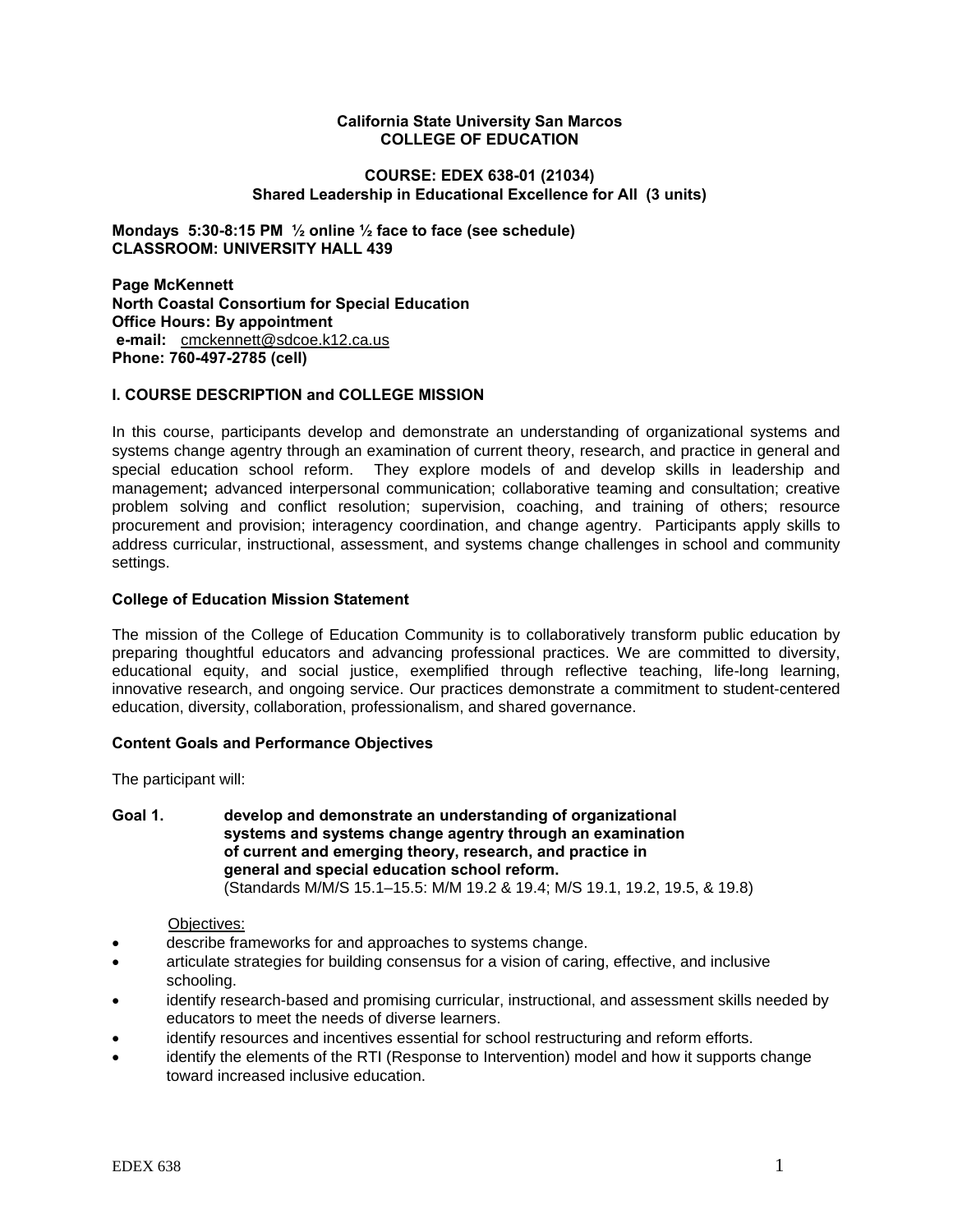**California State University San Marcos**
**COLLEGE OF EDUCATION**

**COURSE: EDEX 638-01 (21034)**
**Shared Leadership in Educational Excellence for All (3 units)**

**Mondays 5:30-8:15 PM ½ online ½ face to face (see schedule)**
**CLASSROOM: UNIVERSITY HALL 439**

**Page McKennett**
**North Coastal Consortium for Special Education**
**Office Hours: By appointment**
**e-mail:** cmckennett@sdcoe.k12.ca.us
**Phone: 760-497-2785 (cell)**

## I. COURSE DESCRIPTION and COLLEGE MISSION

In this course, participants develop and demonstrate an understanding of organizational systems and systems change agentry through an examination of current theory, research, and practice in general and special education school reform. They explore models of and develop skills in leadership and management**;** advanced interpersonal communication; collaborative teaming and consultation; creative problem solving and conflict resolution; supervision, coaching, and training of others; resource procurement and provision; interagency coordination, and change agentry. Participants apply skills to address curricular, instructional, assessment, and systems change challenges in school and community settings.

### College of Education Mission Statement

The mission of the College of Education Community is to collaboratively transform public education by preparing thoughtful educators and advancing professional practices. We are committed to diversity, educational equity, and social justice, exemplified through reflective teaching, life-long learning, innovative research, and ongoing service. Our practices demonstrate a commitment to student-centered education, diversity, collaboration, professionalism, and shared governance.

### Content Goals and Performance Objectives

The participant will:

**Goal 1. develop and demonstrate an understanding of organizational systems and systems change agentry through an examination of current and emerging theory, research, and practice in general and special education school reform.**
(Standards M/M/S 15.1–15.5: M/M 19.2 & 19.4; M/S 19.1, 19.2, 19.5, & 19.8)

Objectives:

- describe frameworks for and approaches to systems change.
- articulate strategies for building consensus for a vision of caring, effective, and inclusive schooling.
- identify research-based and promising curricular, instructional, and assessment skills needed by educators to meet the needs of diverse learners.
- identify resources and incentives essential for school restructuring and reform efforts.
- identify the elements of the RTI (Response to Intervention) model and how it supports change toward increased inclusive education.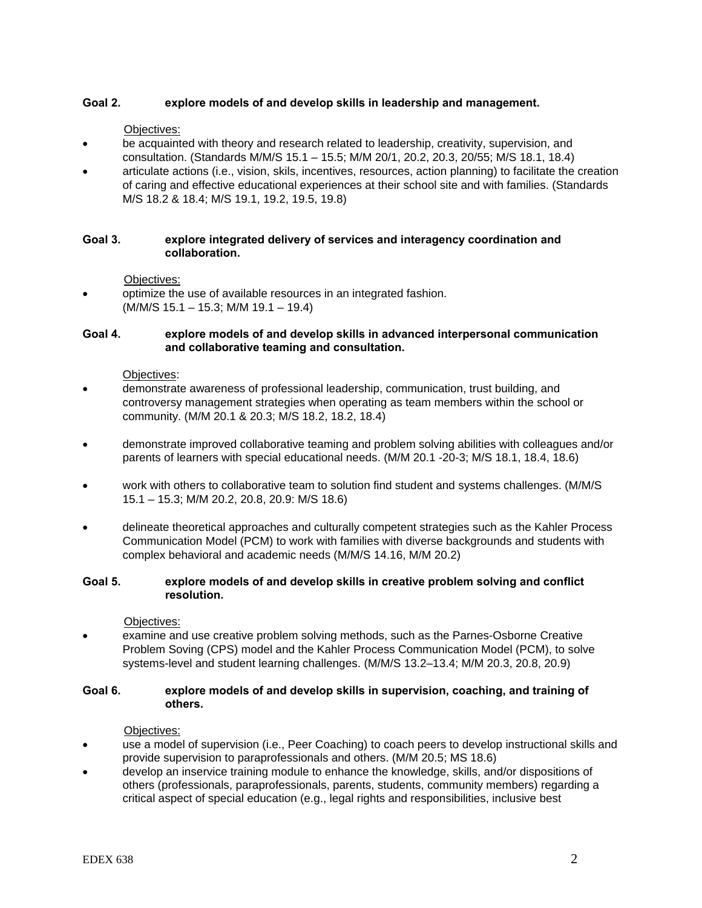**Goal 2.** **explore models of and develop skills in leadership and management.**

Objectives:

- be acquainted with theory and research related to leadership, creativity, supervision, and consultation. (Standards M/M/S 15.1 – 15.5; M/M 20/1, 20.2, 20.3, 20/55; M/S 18.1, 18.4)
- articulate actions (i.e., vision, skils, incentives, resources, action planning) to facilitate the creation of caring and effective educational experiences at their school site and with families. (Standards M/S 18.2 & 18.4; M/S 19.1, 19.2, 19.5, 19.8)

**Goal 3.** **explore integrated delivery of services and interagency coordination and collaboration.**

Objectives:

- optimize the use of available resources in an integrated fashion. (M/M/S 15.1 – 15.3; M/M 19.1 – 19.4)

**Goal 4.** **explore models of and develop skills in advanced interpersonal communication and collaborative teaming and consultation.**

Objectives:

- demonstrate awareness of professional leadership, communication, trust building, and controversy management strategies when operating as team members within the school or community. (M/M 20.1 & 20.3; M/S 18.2, 18.2, 18.4)
- demonstrate improved collaborative teaming and problem solving abilities with colleagues and/or parents of learners with special educational needs. (M/M 20.1 -20-3; M/S 18.1, 18.4, 18.6)
- work with others to collaborative team to solution find student and systems challenges. (M/M/S 15.1 – 15.3; M/M 20.2, 20.8, 20.9: M/S 18.6)
- delineate theoretical approaches and culturally competent strategies such as the Kahler Process Communication Model (PCM) to work with families with diverse backgrounds and students with complex behavioral and academic needs (M/M/S 14.16, M/M 20.2)

**Goal 5.** **explore models of and develop skills in creative problem solving and conflict resolution.**

Objectives:

- examine and use creative problem solving methods, such as the Parnes-Osborne Creative Problem Soving (CPS) model and the Kahler Process Communication Model (PCM), to solve systems-level and student learning challenges. (M/M/S 13.2–13.4; M/M 20.3, 20.8, 20.9)

**Goal 6.** **explore models of and develop skills in supervision, coaching, and training of others.**

Objectives:

- use a model of supervision (i.e., Peer Coaching) to coach peers to develop instructional skills and provide supervision to paraprofessionals and others. (M/M 20.5; MS 18.6)
- develop an inservice training module to enhance the knowledge, skills, and/or dispositions of others (professionals, paraprofessionals, parents, students, community members) regarding a critical aspect of special education (e.g., legal rights and responsibilities, inclusive best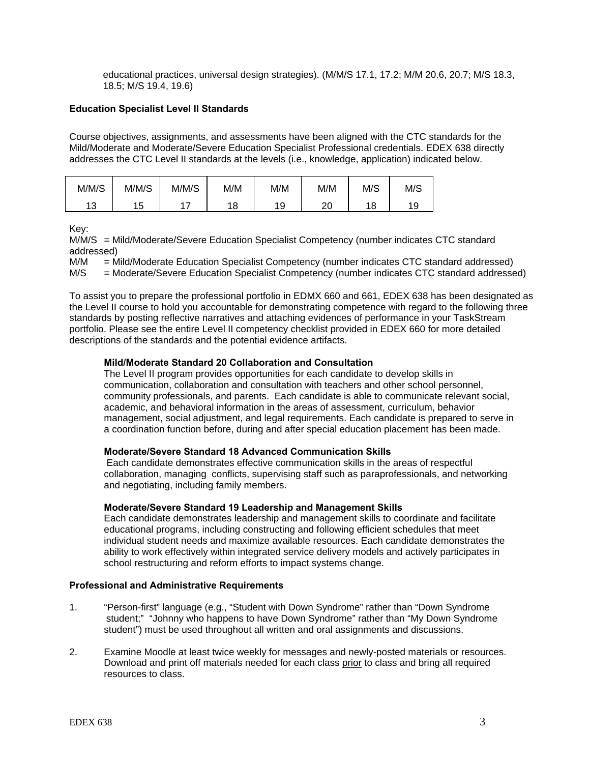educational practices, universal design strategies). (M/M/S 17.1, 17.2; M/M 20.6, 20.7; M/S 18.3, 18.5; M/S 19.4, 19.6)

**Education Specialist Level II Standards**

Course objectives, assignments, and assessments have been aligned with the CTC standards for the Mild/Moderate and Moderate/Severe Education Specialist Professional credentials. EDEX 638 directly addresses the CTC Level II standards at the levels (i.e., knowledge, application) indicated below.

| M/M/S | M/M/S | M/M/S | M/M | M/M | M/M | M/S | M/S |
|---|---|---|---|---|---|---|---|
| 13 | 15 | 17 | 18 | 19 | 20 | 18 | 19 |

Key:
M/M/S = Mild/Moderate/Severe Education Specialist Competency (number indicates CTC standard addressed)
M/M = Mild/Moderate Education Specialist Competency (number indicates CTC standard addressed)
M/S = Moderate/Severe Education Specialist Competency (number indicates CTC standard addressed)

To assist you to prepare the professional portfolio in EDMX 660 and 661, EDEX 638 has been designated as the Level II course to hold you accountable for demonstrating competence with regard to the following three standards by posting reflective narratives and attaching evidences of performance in your TaskStream portfolio. Please see the entire Level II competency checklist provided in EDEX 660 for more detailed descriptions of the standards and the potential evidence artifacts.

**Mild/Moderate Standard 20 Collaboration and Consultation**
The Level II program provides opportunities for each candidate to develop skills in communication, collaboration and consultation with teachers and other school personnel, community professionals, and parents. Each candidate is able to communicate relevant social, academic, and behavioral information in the areas of assessment, curriculum, behavior management, social adjustment, and legal requirements. Each candidate is prepared to serve in a coordination function before, during and after special education placement has been made.

**Moderate/Severe Standard 18 Advanced Communication Skills**
Each candidate demonstrates effective communication skills in the areas of respectful collaboration, managing conflicts, supervising staff such as paraprofessionals, and networking and negotiating, including family members.

**Moderate/Severe Standard 19 Leadership and Management Skills**
Each candidate demonstrates leadership and management skills to coordinate and facilitate educational programs, including constructing and following efficient schedules that meet individual student needs and maximize available resources. Each candidate demonstrates the ability to work effectively within integrated service delivery models and actively participates in school restructuring and reform efforts to impact systems change.

**Professional and Administrative Requirements**

1. "Person-first" language (e.g., "Student with Down Syndrome" rather than "Down Syndrome student;" "Johnny who happens to have Down Syndrome" rather than "My Down Syndrome student") must be used throughout all written and oral assignments and discussions.

2. Examine Moodle at least twice weekly for messages and newly-posted materials or resources. Download and print off materials needed for each class <u>prior</u> to class and bring all required resources to class.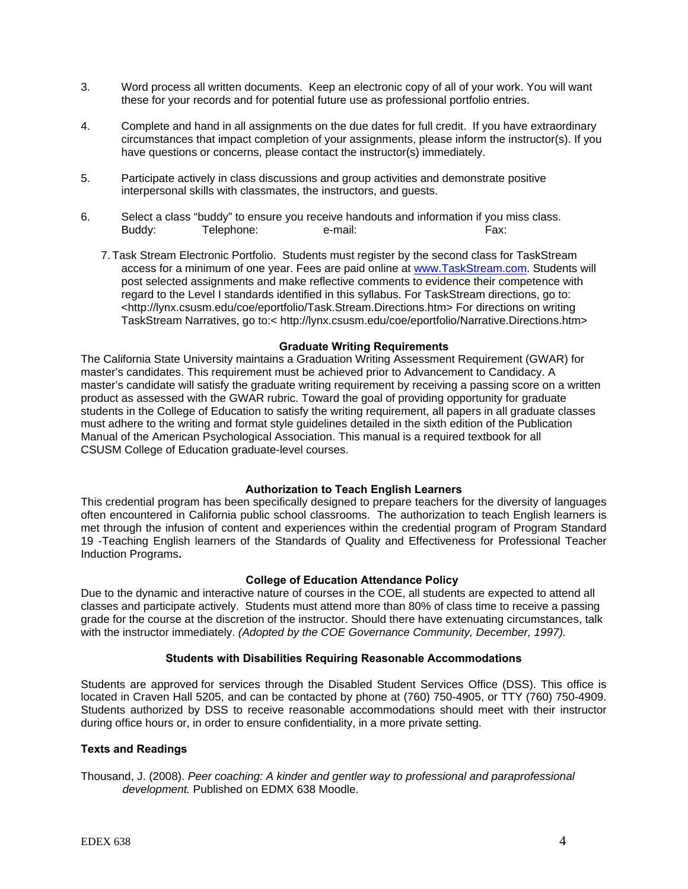3. Word process all written documents. Keep an electronic copy of all of your work. You will want these for your records and for potential future use as professional portfolio entries.

4. Complete and hand in all assignments on the due dates for full credit. If you have extraordinary circumstances that impact completion of your assignments, please inform the instructor(s). If you have questions or concerns, please contact the instructor(s) immediately.

5. Participate actively in class discussions and group activities and demonstrate positive interpersonal skills with classmates, the instructors, and guests.

6. Select a class "buddy" to ensure you receive handouts and information if you miss class.
   Buddy: Telephone: e-mail: Fax:

7. Task Stream Electronic Portfolio. Students must register by the second class for TaskStream access for a minimum of one year. Fees are paid online at www.TaskStream.com. Students will post selected assignments and make reflective comments to evidence their competence with regard to the Level I standards identified in this syllabus. For TaskStream directions, go to: <http://lynx.csusm.edu/coe/eportfolio/Task.Stream.Directions.htm> For directions on writing TaskStream Narratives, go to:< http://lynx.csusm.edu/coe/eportfolio/Narrative.Directions.htm>

### Graduate Writing Requirements

The California State University maintains a Graduation Writing Assessment Requirement (GWAR) for master's candidates. This requirement must be achieved prior to Advancement to Candidacy. A master's candidate will satisfy the graduate writing requirement by receiving a passing score on a written product as assessed with the GWAR rubric. Toward the goal of providing opportunity for graduate students in the College of Education to satisfy the writing requirement, all papers in all graduate classes must adhere to the writing and format style guidelines detailed in the sixth edition of the Publication Manual of the American Psychological Association. This manual is a required textbook for all CSUSM College of Education graduate-level courses.

### Authorization to Teach English Learners

This credential program has been specifically designed to prepare teachers for the diversity of languages often encountered in California public school classrooms. The authorization to teach English learners is met through the infusion of content and experiences within the credential program of Program Standard 19 -Teaching English learners of the Standards of Quality and Effectiveness for Professional Teacher Induction Programs**.**

### College of Education Attendance Policy

Due to the dynamic and interactive nature of courses in the COE, all students are expected to attend all classes and participate actively. Students must attend more than 80% of class time to receive a passing grade for the course at the discretion of the instructor. Should there have extenuating circumstances, talk with the instructor immediately. *(Adopted by the COE Governance Community, December, 1997).*

### Students with Disabilities Requiring Reasonable Accommodations

Students are approved for services through the Disabled Student Services Office (DSS). This office is located in Craven Hall 5205, and can be contacted by phone at (760) 750-4905, or TTY (760) 750-4909. Students authorized by DSS to receive reasonable accommodations should meet with their instructor during office hours or, in order to ensure confidentiality, in a more private setting.

### Texts and Readings

Thousand, J. (2008). *Peer coaching: A kinder and gentler way to professional and paraprofessional development.* Published on EDMX 638 Moodle.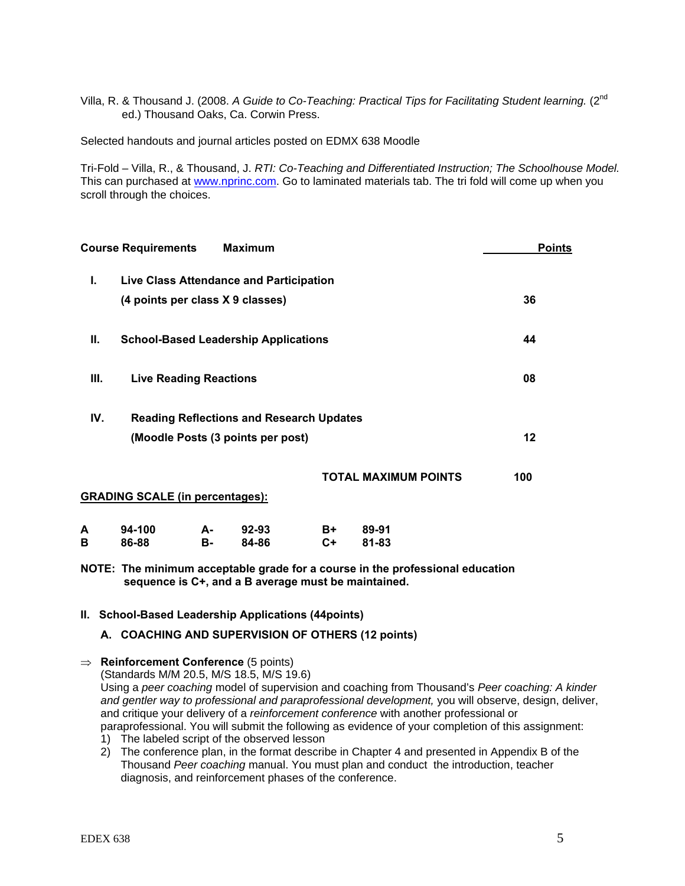Villa, R. & Thousand J. (2008. *A Guide to Co-Teaching: Practical Tips for Facilitating Student learning.* (2nd ed.) Thousand Oaks, Ca. Corwin Press.

Selected handouts and journal articles posted on EDMX 638 Moodle

Tri-Fold – Villa, R., & Thousand, J. *RTI: Co-Teaching and Differentiated Instruction; The Schoolhouse Model.* This can purchased at www.nprinc.com. Go to laminated materials tab. The tri fold will come up when you scroll through the choices.

| Course Requirements | Maximum | Points |
|---|---|---|
| I. | Live Class Attendance and Participation (4 points per class X 9 classes) | 36 |
| II. | School-Based Leadership Applications | 44 |
| III. | Live Reading Reactions | 08 |
| IV. | Reading Reflections and Research Updates (Moodle Posts (3 points per post) | 12 |
| | TOTAL MAXIMUM POINTS | 100 |

**GRADING SCALE (in percentages):**

| | | | | | |
|---|---|---|---|---|---|
| A | 94-100 | A- | 92-93 | B+ | 89-91 |
| B | 86-88 | B- | 84-86 | C+ | 81-83 |

**NOTE: The minimum acceptable grade for a course in the professional education sequence is C+, and a B average must be maintained.**

**II. School-Based Leadership Applications (44points)**

**A. COACHING AND SUPERVISION OF OTHERS (12 points)**

⇒ **Reinforcement Conference** (5 points)
(Standards M/M 20.5, M/S 18.5, M/S 19.6)
Using a *peer coaching* model of supervision and coaching from Thousand's *Peer coaching: A kinder and gentler way to professional and paraprofessional development,* you will observe, design, deliver, and critique your delivery of a *reinforcement conference* with another professional or paraprofessional. You will submit the following as evidence of your completion of this assignment:

1) The labeled script of the observed lesson
2) The conference plan, in the format describe in Chapter 4 and presented in Appendix B of the Thousand *Peer coaching* manual. You must plan and conduct the introduction, teacher diagnosis, and reinforcement phases of the conference.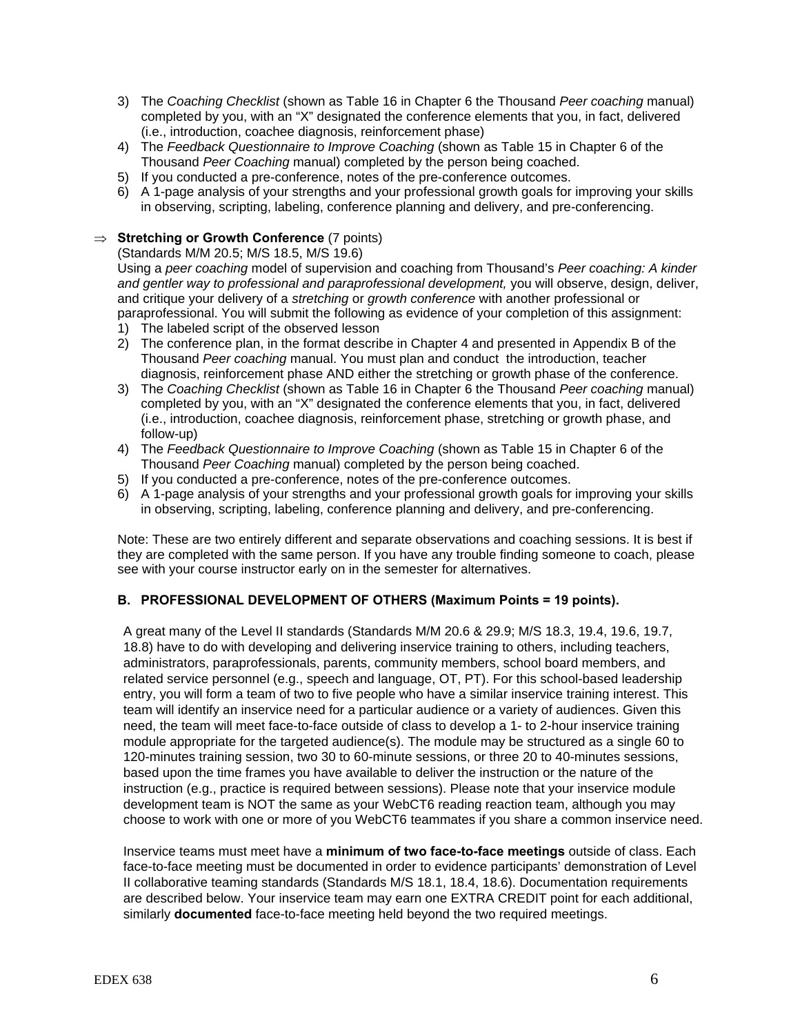3) The *Coaching Checklist* (shown as Table 16 in Chapter 6 the Thousand *Peer coaching* manual) completed by you, with an "X" designated the conference elements that you, in fact, delivered (i.e., introduction, coachee diagnosis, reinforcement phase)
4) The *Feedback Questionnaire to Improve Coaching* (shown as Table 15 in Chapter 6 of the Thousand *Peer Coaching* manual) completed by the person being coached.
5) If you conducted a pre-conference, notes of the pre-conference outcomes.
6) A 1-page analysis of your strengths and your professional growth goals for improving your skills in observing, scripting, labeling, conference planning and delivery, and pre-conferencing.

⇒ **Stretching or Growth Conference** (7 points)
(Standards M/M 20.5; M/S 18.5, M/S 19.6)
Using a *peer coaching* model of supervision and coaching from Thousand's *Peer coaching: A kinder and gentler way to professional and paraprofessional development,* you will observe, design, deliver, and critique your delivery of a *stretching* or *growth conference* with another professional or paraprofessional. You will submit the following as evidence of your completion of this assignment:

1) The labeled script of the observed lesson
2) The conference plan, in the format describe in Chapter 4 and presented in Appendix B of the Thousand *Peer coaching* manual. You must plan and conduct the introduction, teacher diagnosis, reinforcement phase AND either the stretching or growth phase of the conference.
3) The *Coaching Checklist* (shown as Table 16 in Chapter 6 the Thousand *Peer coaching* manual) completed by you, with an "X" designated the conference elements that you, in fact, delivered (i.e., introduction, coachee diagnosis, reinforcement phase, stretching or growth phase, and follow-up)
4) The *Feedback Questionnaire to Improve Coaching* (shown as Table 15 in Chapter 6 of the Thousand *Peer Coaching* manual) completed by the person being coached.
5) If you conducted a pre-conference, notes of the pre-conference outcomes.
6) A 1-page analysis of your strengths and your professional growth goals for improving your skills in observing, scripting, labeling, conference planning and delivery, and pre-conferencing.

Note: These are two entirely different and separate observations and coaching sessions. It is best if they are completed with the same person. If you have any trouble finding someone to coach, please see with your course instructor early on in the semester for alternatives.

### B. PROFESSIONAL DEVELOPMENT OF OTHERS (Maximum Points = 19 points).

A great many of the Level II standards (Standards M/M 20.6 & 29.9; M/S 18.3, 19.4, 19.6, 19.7, 18.8) have to do with developing and delivering inservice training to others, including teachers, administrators, paraprofessionals, parents, community members, school board members, and related service personnel (e.g., speech and language, OT, PT). For this school-based leadership entry, you will form a team of two to five people who have a similar inservice training interest. This team will identify an inservice need for a particular audience or a variety of audiences. Given this need, the team will meet face-to-face outside of class to develop a 1- to 2-hour inservice training module appropriate for the targeted audience(s). The module may be structured as a single 60 to 120-minutes training session, two 30 to 60-minute sessions, or three 20 to 40-minutes sessions, based upon the time frames you have available to deliver the instruction or the nature of the instruction (e.g., practice is required between sessions). Please note that your inservice module development team is NOT the same as your WebCT6 reading reaction team, although you may choose to work with one or more of you WebCT6 teammates if you share a common inservice need.

Inservice teams must meet have a **minimum of two face-to-face meetings** outside of class. Each face-to-face meeting must be documented in order to evidence participants' demonstration of Level II collaborative teaming standards (Standards M/S 18.1, 18.4, 18.6). Documentation requirements are described below. Your inservice team may earn one EXTRA CREDIT point for each additional, similarly **documented** face-to-face meeting held beyond the two required meetings.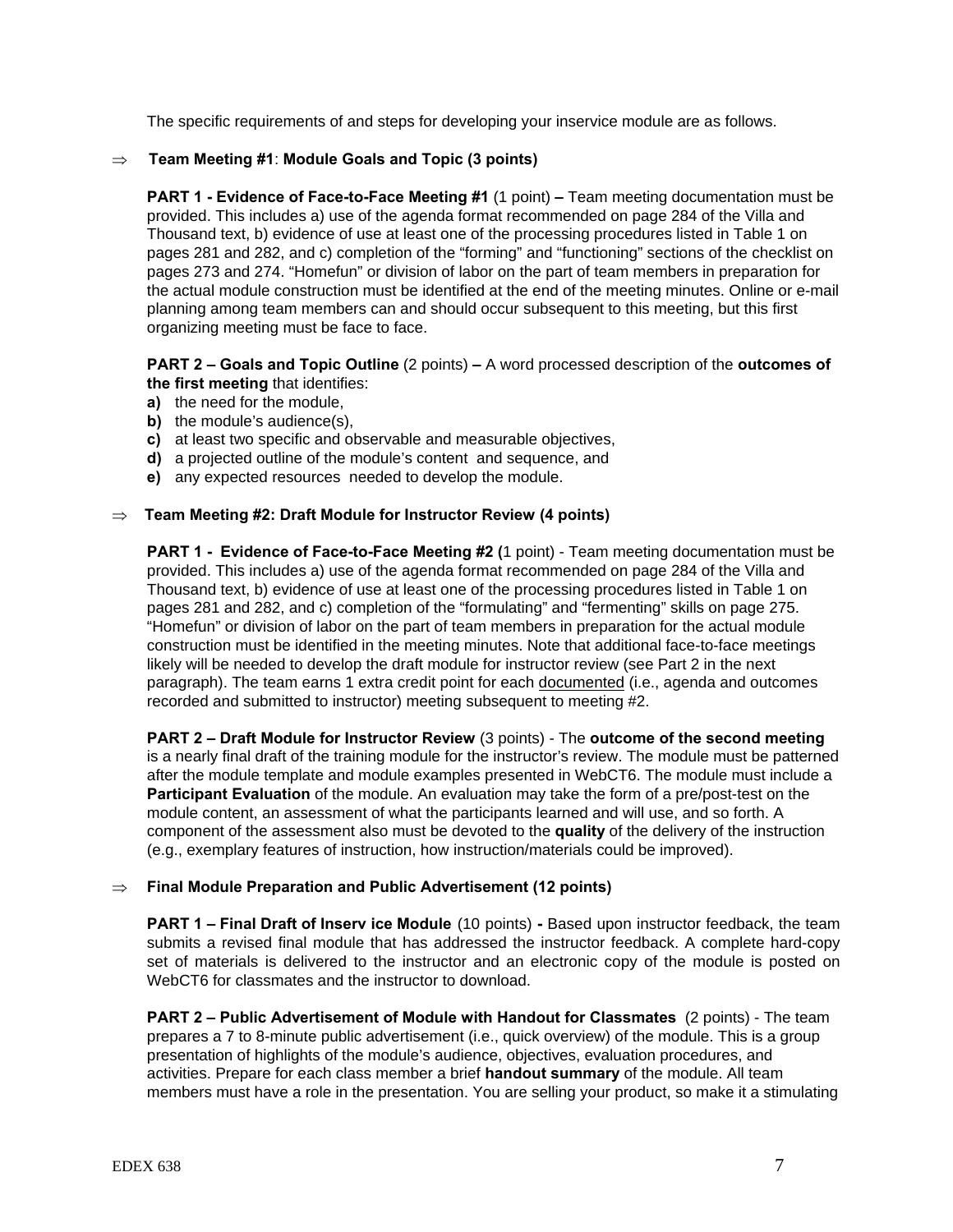The specific requirements of and steps for developing your inservice module are as follows.

⇒ **Team Meeting #1**: **Module Goals and Topic (3 points)**

**PART 1 - Evidence of Face-to-Face Meeting #1** (1 point) **–** Team meeting documentation must be provided. This includes a) use of the agenda format recommended on page 284 of the Villa and Thousand text, b) evidence of use at least one of the processing procedures listed in Table 1 on pages 281 and 282, and c) completion of the "forming" and "functioning" sections of the checklist on pages 273 and 274. "Homefun" or division of labor on the part of team members in preparation for the actual module construction must be identified at the end of the meeting minutes. Online or e-mail planning among team members can and should occur subsequent to this meeting, but this first organizing meeting must be face to face.

**PART 2 – Goals and Topic Outline** (2 points) **–** A word processed description of the **outcomes of the first meeting** that identifies:

**a)** the need for the module,
**b)** the module's audience(s),
**c)** at least two specific and observable and measurable objectives,
**d)** a projected outline of the module's content and sequence, and
**e)** any expected resources needed to develop the module.

⇒ **Team Meeting #2: Draft Module for Instructor Review (4 points)**

**PART 1 - Evidence of Face-to-Face Meeting #2 (**1 point) - Team meeting documentation must be provided. This includes a) use of the agenda format recommended on page 284 of the Villa and Thousand text, b) evidence of use at least one of the processing procedures listed in Table 1 on pages 281 and 282, and c) completion of the "formulating" and "fermenting" skills on page 275. "Homefun" or division of labor on the part of team members in preparation for the actual module construction must be identified in the meeting minutes. Note that additional face-to-face meetings likely will be needed to develop the draft module for instructor review (see Part 2 in the next paragraph). The team earns 1 extra credit point for each documented (i.e., agenda and outcomes recorded and submitted to instructor) meeting subsequent to meeting #2.

**PART 2 – Draft Module for Instructor Review** (3 points) - The **outcome of the second meeting** is a nearly final draft of the training module for the instructor's review. The module must be patterned after the module template and module examples presented in WebCT6. The module must include a **Participant Evaluation** of the module. An evaluation may take the form of a pre/post-test on the module content, an assessment of what the participants learned and will use, and so forth. A component of the assessment also must be devoted to the **quality** of the delivery of the instruction (e.g., exemplary features of instruction, how instruction/materials could be improved).

⇒ **Final Module Preparation and Public Advertisement (12 points)**

**PART 1 – Final Draft of Inserv ice Module** (10 points) **-** Based upon instructor feedback, the team submits a revised final module that has addressed the instructor feedback. A complete hard-copy set of materials is delivered to the instructor and an electronic copy of the module is posted on WebCT6 for classmates and the instructor to download.

**PART 2 – Public Advertisement of Module with Handout for Classmates** (2 points) - The team prepares a 7 to 8-minute public advertisement (i.e., quick overview) of the module. This is a group presentation of highlights of the module's audience, objectives, evaluation procedures, and activities. Prepare for each class member a brief **handout summary** of the module. All team members must have a role in the presentation. You are selling your product, so make it a stimulating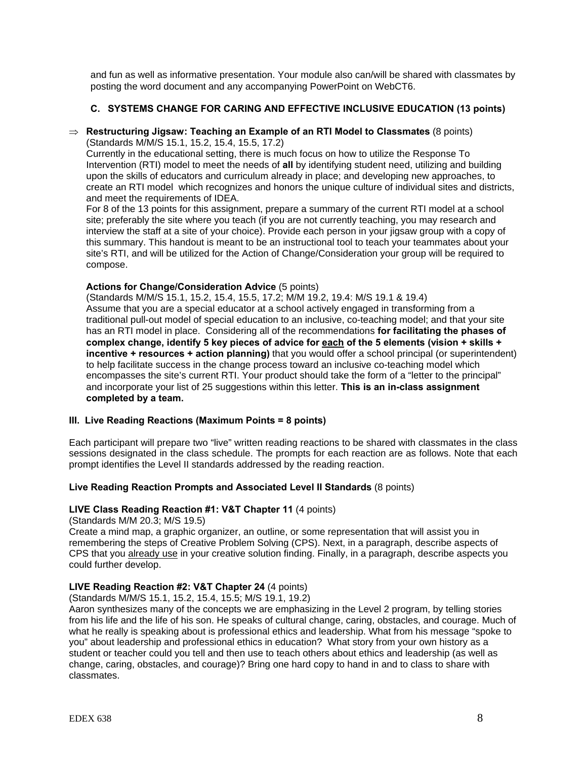and fun as well as informative presentation. Your module also can/will be shared with classmates by posting the word document and any accompanying PowerPoint on WebCT6.

### C. SYSTEMS CHANGE FOR CARING AND EFFECTIVE INCLUSIVE EDUCATION (13 points)

⇒ **Restructuring Jigsaw: Teaching an Example of an RTI Model to Classmates** (8 points)
(Standards M/M/S 15.1, 15.2, 15.4, 15.5, 17.2)
Currently in the educational setting, there is much focus on how to utilize the Response To Intervention (RTI) model to meet the needs of **all** by identifying student need, utilizing and building upon the skills of educators and curriculum already in place; and developing new approaches, to create an RTI model which recognizes and honors the unique culture of individual sites and districts, and meet the requirements of IDEA.
For 8 of the 13 points for this assignment, prepare a summary of the current RTI model at a school site; preferably the site where you teach (if you are not currently teaching, you may research and interview the staff at a site of your choice). Provide each person in your jigsaw group with a copy of this summary. This handout is meant to be an instructional tool to teach your teammates about your site's RTI, and will be utilized for the Action of Change/Consideration your group will be required to compose.

**Actions for Change/Consideration Advice** (5 points)
(Standards M/M/S 15.1, 15.2, 15.4, 15.5, 17.2; M/M 19.2, 19.4: M/S 19.1 & 19.4)
Assume that you are a special educator at a school actively engaged in transforming from a traditional pull-out model of special education to an inclusive, co-teaching model; and that your site has an RTI model in place. Considering all of the recommendations **for facilitating the phases of complex change, identify 5 key pieces of advice for <u>each</u> of the 5 elements (vision + skills + incentive + resources + action planning)** that you would offer a school principal (or superintendent) to help facilitate success in the change process toward an inclusive co-teaching model which encompasses the site's current RTI. Your product should take the form of a "letter to the principal" and incorporate your list of 25 suggestions within this letter. **This is an in-class assignment completed by a team.**

## III. Live Reading Reactions (Maximum Points = 8 points)

Each participant will prepare two "live" written reading reactions to be shared with classmates in the class sessions designated in the class schedule. The prompts for each reaction are as follows. Note that each prompt identifies the Level II standards addressed by the reading reaction.

**Live Reading Reaction Prompts and Associated Level II Standards** (8 points)

**LIVE Class Reading Reaction #1: V&T Chapter 11** (4 points)
(Standards M/M 20.3; M/S 19.5)
Create a mind map, a graphic organizer, an outline, or some representation that will assist you in remembering the steps of Creative Problem Solving (CPS). Next, in a paragraph, describe aspects of CPS that you <u>already use</u> in your creative solution finding. Finally, in a paragraph, describe aspects you could further develop.

**LIVE Reading Reaction #2: V&T Chapter 24** (4 points)
(Standards M/M/S 15.1, 15.2, 15.4, 15.5; M/S 19.1, 19.2)
Aaron synthesizes many of the concepts we are emphasizing in the Level 2 program, by telling stories from his life and the life of his son. He speaks of cultural change, caring, obstacles, and courage. Much of what he really is speaking about is professional ethics and leadership. What from his message "spoke to you" about leadership and professional ethics in education? What story from your own history as a student or teacher could you tell and then use to teach others about ethics and leadership (as well as change, caring, obstacles, and courage)? Bring one hard copy to hand in and to class to share with classmates.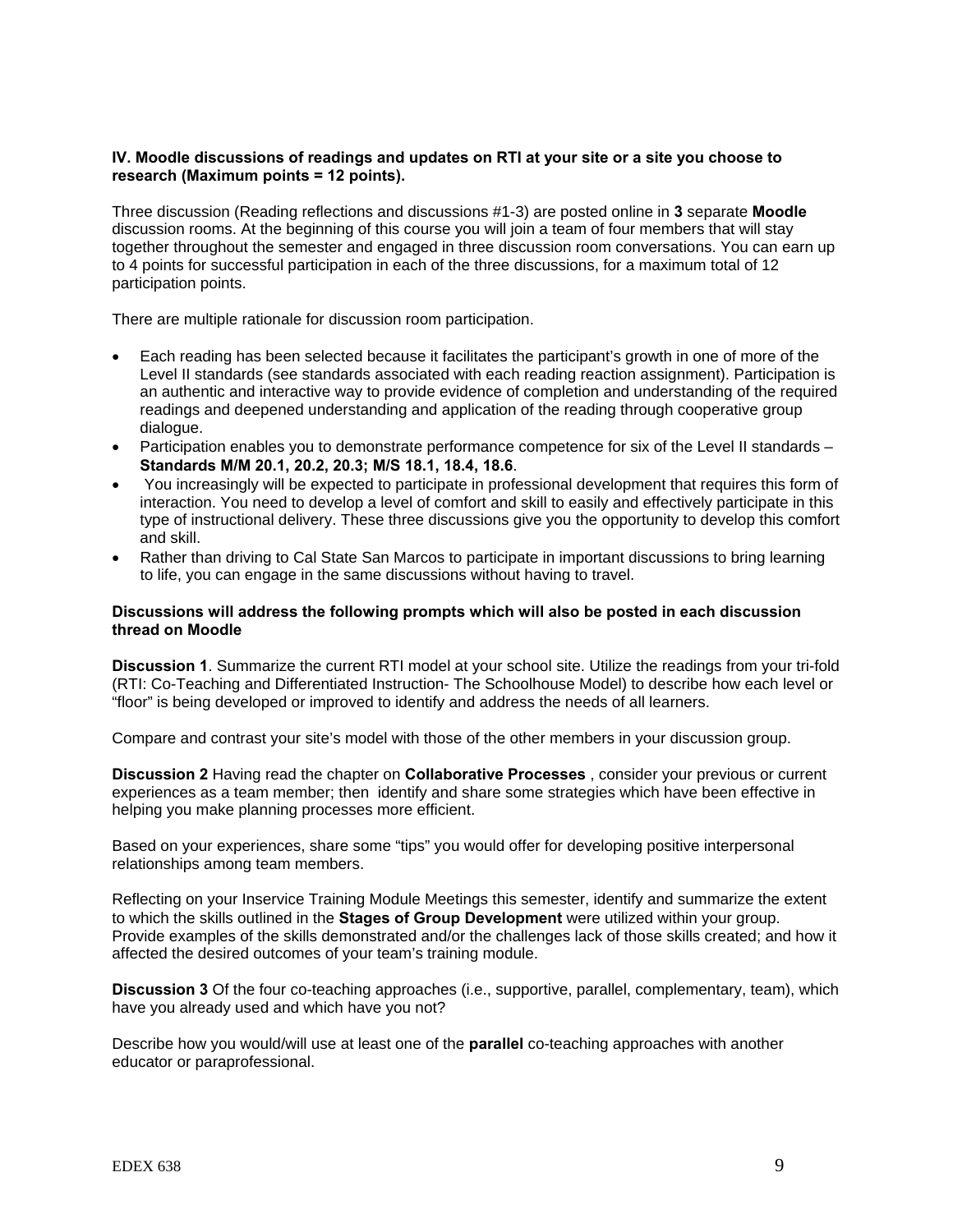**IV. Moodle discussions of readings and updates on RTI at your site or a site you choose to research (Maximum points = 12 points).**

Three discussion (Reading reflections and discussions #1-3) are posted online in **3** separate **Moodle** discussion rooms. At the beginning of this course you will join a team of four members that will stay together throughout the semester and engaged in three discussion room conversations. You can earn up to 4 points for successful participation in each of the three discussions, for a maximum total of 12 participation points.

There are multiple rationale for discussion room participation.

- Each reading has been selected because it facilitates the participant's growth in one of more of the Level II standards (see standards associated with each reading reaction assignment). Participation is an authentic and interactive way to provide evidence of completion and understanding of the required readings and deepened understanding and application of the reading through cooperative group dialogue.
- Participation enables you to demonstrate performance competence for six of the Level II standards – **Standards M/M 20.1, 20.2, 20.3; M/S 18.1, 18.4, 18.6**.
- You increasingly will be expected to participate in professional development that requires this form of interaction. You need to develop a level of comfort and skill to easily and effectively participate in this type of instructional delivery. These three discussions give you the opportunity to develop this comfort and skill.
- Rather than driving to Cal State San Marcos to participate in important discussions to bring learning to life, you can engage in the same discussions without having to travel.

**Discussions will address the following prompts which will also be posted in each discussion thread on Moodle**

**Discussion 1**. Summarize the current RTI model at your school site. Utilize the readings from your tri-fold (RTI: Co-Teaching and Differentiated Instruction- The Schoolhouse Model) to describe how each level or "floor" is being developed or improved to identify and address the needs of all learners.

Compare and contrast your site's model with those of the other members in your discussion group.

**Discussion 2** Having read the chapter on **Collaborative Processes** , consider your previous or current experiences as a team member; then identify and share some strategies which have been effective in helping you make planning processes more efficient.

Based on your experiences, share some "tips" you would offer for developing positive interpersonal relationships among team members.

Reflecting on your Inservice Training Module Meetings this semester, identify and summarize the extent to which the skills outlined in the **Stages of Group Development** were utilized within your group. Provide examples of the skills demonstrated and/or the challenges lack of those skills created; and how it affected the desired outcomes of your team's training module.

**Discussion 3** Of the four co-teaching approaches (i.e., supportive, parallel, complementary, team), which have you already used and which have you not?

Describe how you would/will use at least one of the **parallel** co-teaching approaches with another educator or paraprofessional.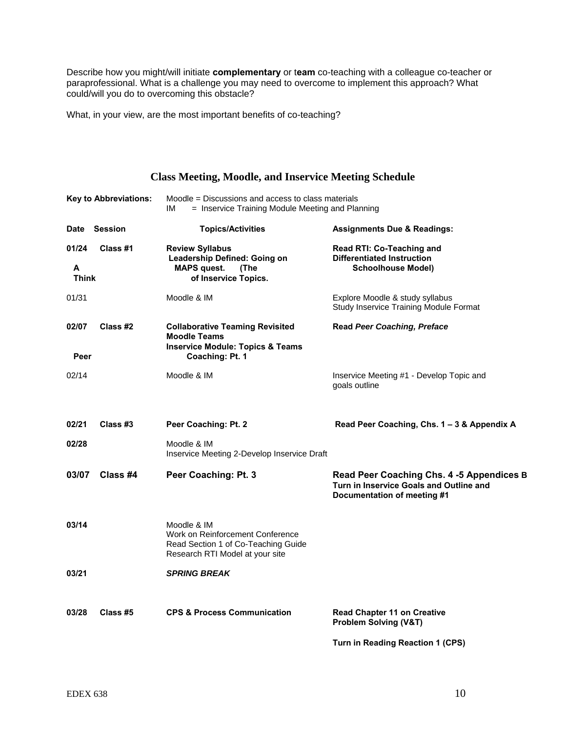Describe how you might/will initiate **complementary** or t**eam** co-teaching with a colleague co-teacher or paraprofessional. What is a challenge you may need to overcome to implement this approach? What could/will you do to overcoming this obstacle?

What, in your view, are the most important benefits of co-teaching?

## Class Meeting, Moodle, and Inservice Meeting Schedule

**Key to Abbreviations:** Moodle = Discussions and access to class materials
IM = Inservice Training Module Meeting and Planning

| Date | Session | Topics/Activities | Assignments Due & Readings: |
|---|---|---|---|
| **01/24** | **Class #1** | **Review Syllabus**<br>**Leadership Defined: Going on A MAPS quest. (The Think of Inservice Topics.** | **Read RTI: Co-Teaching and Differentiated Instruction Schoolhouse Model)** |
| 01/31 | | Moodle & IM | Explore Moodle & study syllabus<br>Study Inservice Training Module Format |
| **02/07** | **Class #2** | **Collaborative Teaming Revisited**<br>**Moodle Teams**<br>**Inservice Module: Topics & Teams Peer Coaching: Pt. 1** | **Read *Peer Coaching, Preface*** |
| 02/14 | | Moodle & IM | Inservice Meeting #1 - Develop Topic and goals outline |
| **02/21** | **Class #3** | **Peer Coaching: Pt. 2** | **Read Peer Coaching, Chs. 1 – 3 & Appendix A** |
| **02/28** | | Moodle & IM<br>Inservice Meeting 2-Develop Inservice Draft | |
| **03/07** | **Class #4** | **Peer Coaching: Pt. 3** | **Read Peer Coaching Chs. 4 -5 Appendices B**<br>**Turn in Inservice Goals and Outline and Documentation of meeting #1** |
| **03/14** | | Moodle & IM<br>Work on Reinforcement Conference<br>Read Section 1 of Co-Teaching Guide<br>Research RTI Model at your site | |
| **03/21** | | ***SPRING BREAK*** | |
| **03/28** | **Class #5** | **CPS & Process Communication** | **Read Chapter 11 on Creative Problem Solving (V&T)**<br><br>**Turn in Reading Reaction 1 (CPS)** |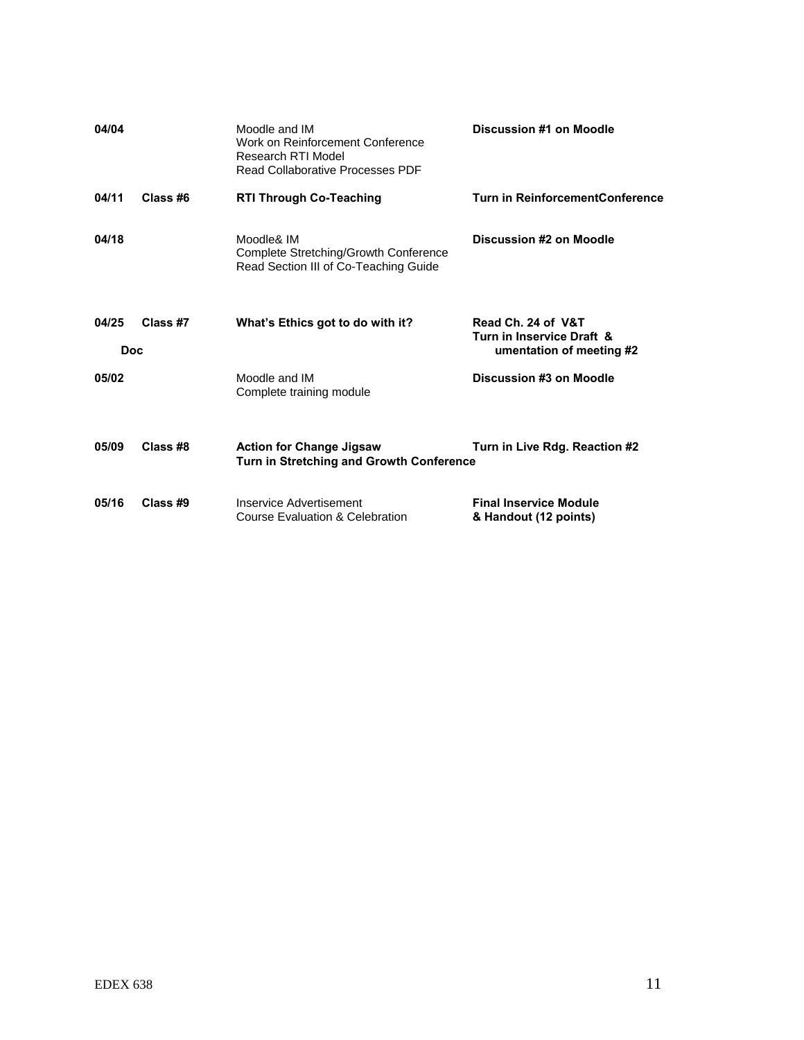| Date | Class | Topic | Assignment |
| --- | --- | --- | --- |
| **04/04** | | Moodle and IM<br>Work on Reinforcement Conference<br>Research RTI Model<br>Read Collaborative Processes PDF | **Discussion #1 on Moodle** |
| **04/11** | **Class #6** | **RTI Through Co-Teaching** | **Turn in ReinforcementConference** |
| **04/18** | | Moodle& IM<br>Complete Stretching/Growth Conference<br>Read Section III of Co-Teaching Guide | **Discussion #2 on Moodle** |
| **04/25** | **Class #7** | **What's Ethics got to do with it?** | **Read Ch. 24 of V&T**<br>**Turn in Inservice Draft & Documentation of meeting #2** |
| **05/02** | | Moodle and IM<br>Complete training module | **Discussion #3 on Moodle** |
| **05/09** | **Class #8** | **Action for Change Jigsaw**<br>**Turn in Stretching and Growth Conference** | **Turn in Live Rdg. Reaction #2** |
| **05/16** | **Class #9** | Inservice Advertisement<br>Course Evaluation & Celebration | **Final Inservice Module & Handout (12 points)** |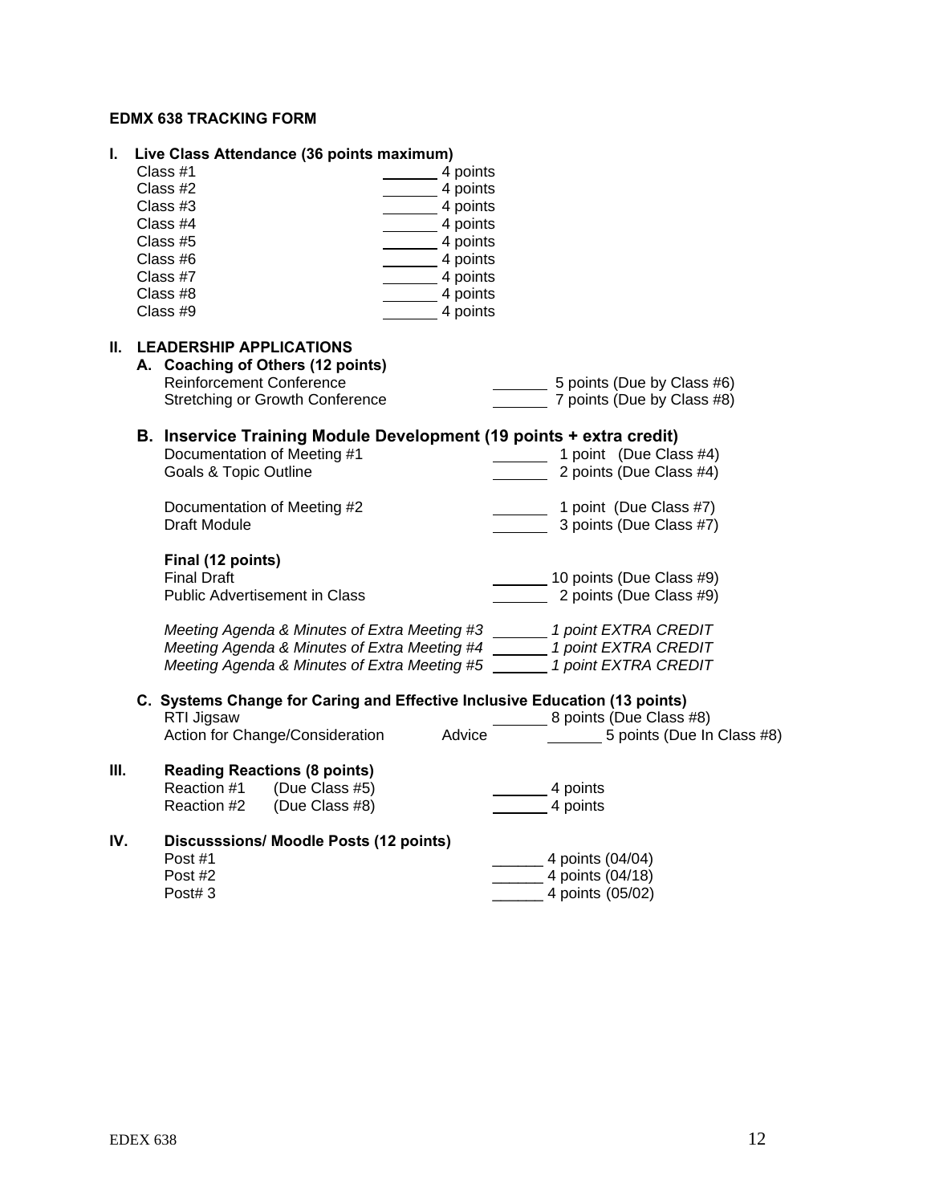**EDMX 638 TRACKING FORM**

**I. Live Class Attendance (36 points maximum)**

Class #1 _______ 4 points
Class #2 _______ 4 points
Class #3 _______ 4 points
Class #4 _______ 4 points
Class #5 _______ 4 points
Class #6 _______ 4 points
Class #7 _______ 4 points
Class #8 _______ 4 points
Class #9 _______ 4 points

**II. LEADERSHIP APPLICATIONS**

**A. Coaching of Others (12 points)**

Reinforcement Conference _______ 5 points (Due by Class #6)
Stretching or Growth Conference _______ 7 points (Due by Class #8)

**B. Inservice Training Module Development (19 points + extra credit)**

Documentation of Meeting #1 _______ 1 point (Due Class #4)
Goals & Topic Outline _______ 2 points (Due Class #4)

Documentation of Meeting #2 _______ 1 point (Due Class #7)
Draft Module _______ 3 points (Due Class #7)

**Final (12 points)**

Final Draft _______ 10 points (Due Class #9)
Public Advertisement in Class _______ 2 points (Due Class #9)

*Meeting Agenda & Minutes of Extra Meeting #3 _______ 1 point EXTRA CREDIT*
*Meeting Agenda & Minutes of Extra Meeting #4 _______ 1 point EXTRA CREDIT*
*Meeting Agenda & Minutes of Extra Meeting #5 _______ 1 point EXTRA CREDIT*

**C. Systems Change for Caring and Effective Inclusive Education (13 points)**

RTI Jigsaw _______ 8 points (Due Class #8)
Action for Change/Consideration Advice _______ 5 points (Due In Class #8)

**III. Reading Reactions (8 points)**

Reaction #1 (Due Class #5) _______ 4 points
Reaction #2 (Due Class #8) _______ 4 points

**IV. Discusssions/ Moodle Posts (12 points)**

Post #1 ______ 4 points (04/04)
Post #2 ______ 4 points (04/18)
Post# 3 ______ 4 points (05/02)